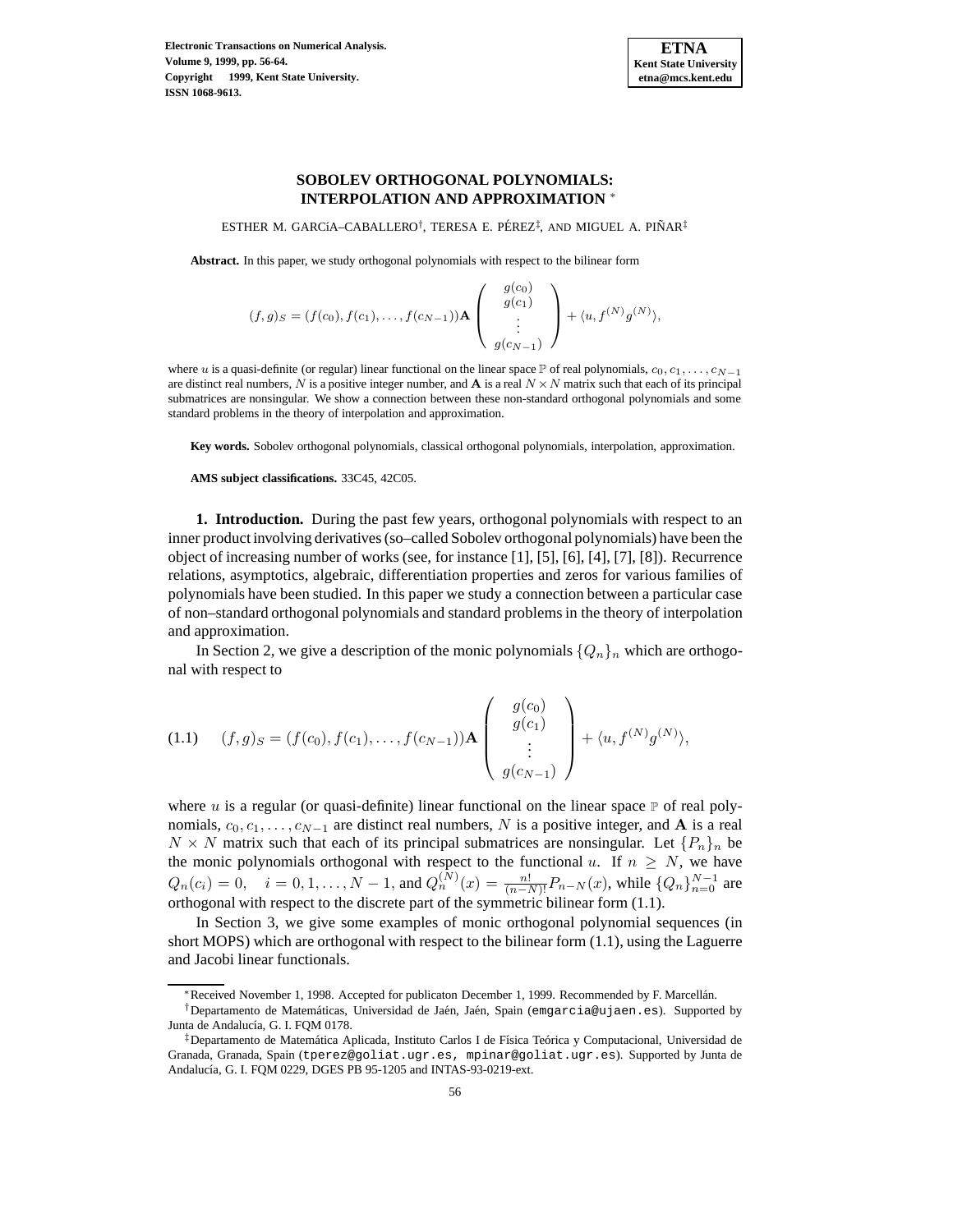# SOBOLEV ORTHOGONAL POLYNOMIALS: INTERPOLATION AND APPROXIMATION *

ESTHER M. GARCíA–CABALLERO[†], TERESA E. PÉREZ[‡], AND MIGUEL A. PIÑAR[‡]

**Abstract.** In this paper, we study orthogonal polynomials with respect to the bilinear form

$$(f,g)_S = (f(c_0), f(c_1), \ldots, f(c_{N-1}))\mathbf{A} \begin{pmatrix} g(c_0) \\ g(c_1) \\ \vdots \\ g(c_{N-1}) \end{pmatrix} + \langle u, f^{(N)} g^{(N)} \rangle,$$

where $u$ is a quasi-definite (or regular) linear functional on the linear space $\mathbb{P}$ of real polynomials, $c_0, c_1, \ldots, c_{N-1}$ are distinct real numbers, $N$ is a positive integer number, and $\mathbf{A}$ is a real $N \times N$ matrix such that each of its principal submatrices are nonsingular. We show a connection between these non-standard orthogonal polynomials and some standard problems in the theory of interpolation and approximation.

**Key words.** Sobolev orthogonal polynomials, classical orthogonal polynomials, interpolation, approximation.

**AMS subject classifications.** 33C45, 42C05.

## 1. Introduction.

During the past few years, orthogonal polynomials with respect to an inner product involving derivatives (so–called Sobolev orthogonal polynomials) have been the object of increasing number of works (see, for instance [1], [5], [6], [4], [7], [8]). Recurrence relations, asymptotics, algebraic, differentiation properties and zeros for various families of polynomials have been studied. In this paper we study a connection between a particular case of non–standard orthogonal polynomials and standard problems in the theory of interpolation and approximation.

In Section 2, we give a description of the monic polynomials $\{Q_n\}_n$ which are orthogonal with respect to

$$(f,g)_S = (f(c_0), f(c_1), \ldots, f(c_{N-1}))\mathbf{A} \begin{pmatrix} g(c_0) \\ g(c_1) \\ \vdots \\ g(c_{N-1}) \end{pmatrix} + \langle u, f^{(N)} g^{(N)} \rangle, \tag{1.1}$$

where $u$ is a regular (or quasi-definite) linear functional on the linear space $\mathbb{P}$ of real polynomials, $c_0, c_1, \ldots, c_{N-1}$ are distinct real numbers, $N$ is a positive integer, and $\mathbf{A}$ is a real $N \times N$ matrix such that each of its principal submatrices are nonsingular. Let $\{P_n\}_n$ be the monic polynomials orthogonal with respect to the functional $u$. If $n \geq N$, we have $Q_n(c_i) = 0, \quad i = 0, 1, \ldots, N-1$, and $Q_n^{(N)}(x) = \frac{n!}{(n-N)!} P_{n-N}(x)$, while $\{Q_n\}_{n=0}^{N-1}$ are orthogonal with respect to the discrete part of the symmetric bilinear form (1.1).

In Section 3, we give some examples of monic orthogonal polynomial sequences (in short MOPS) which are orthogonal with respect to the bilinear form (1.1), using the Laguerre and Jacobi linear functionals.

---

*Received November 1, 1998. Accepted for publicaton December 1, 1999. Recommended by F. Marcellán.

†Departamento de Matemáticas, Universidad de Jaén, Jaén, Spain (emgarcia@ujaen.es). Supported by Junta de Andalucía, G. I. FQM 0178.

‡Departamento de Matemática Aplicada, Instituto Carlos I de Física Teórica y Computacional, Universidad de Granada, Granada, Spain (tperez@goliat.ugr.es, mpinar@goliat.ugr.es). Supported by Junta de Andalucía, G. I. FQM 0229, DGES PB 95-1205 and INTAS-93-0219-ext.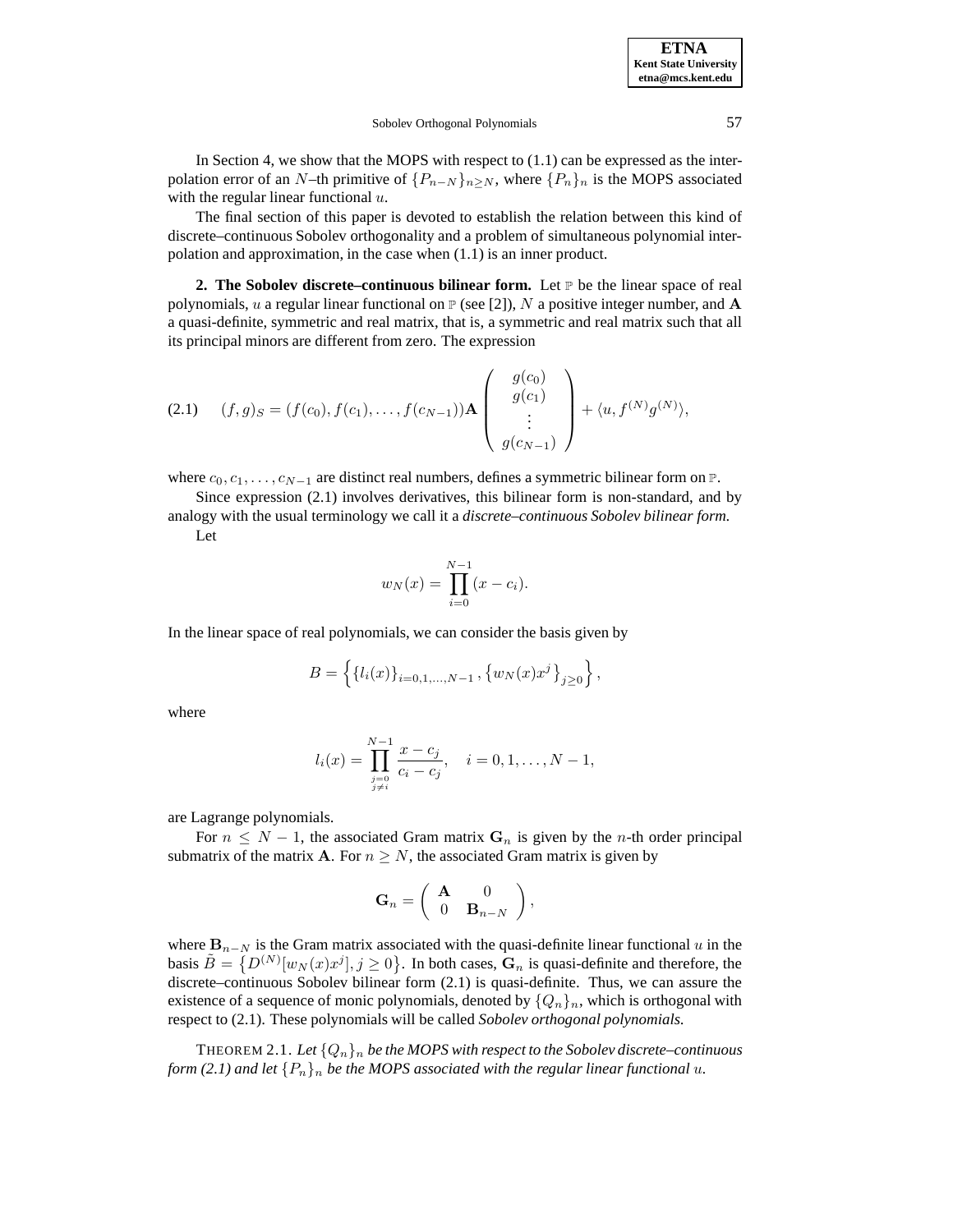In Section 4, we show that the MOPS with respect to (1.1) can be expressed as the interpolation error of an $N$–th primitive of $\{P_{n-N}\}_{n\geq N}$, where $\{P_n\}_n$ is the MOPS associated with the regular linear functional $u$.

The final section of this paper is devoted to establish the relation between this kind of discrete–continuous Sobolev orthogonality and a problem of simultaneous polynomial interpolation and approximation, in the case when (1.1) is an inner product.

**2. The Sobolev discrete–continuous bilinear form.** Let $\mathbb{P}$ be the linear space of real polynomials, $u$ a regular linear functional on $\mathbb{P}$ (see [2]), $N$ a positive integer number, and $\mathbf{A}$ a quasi-definite, symmetric and real matrix, that is, a symmetric and real matrix such that all its principal minors are different from zero. The expression

$$(f,g)_S = (f(c_0), f(c_1), \ldots, f(c_{N-1}))\mathbf{A}\begin{pmatrix} g(c_0) \\ g(c_1) \\ \vdots \\ g(c_{N-1}) \end{pmatrix} + \langle u, f^{(N)}g^{(N)}\rangle, \tag{2.1}$$

where $c_0, c_1, \ldots, c_{N-1}$ are distinct real numbers, defines a symmetric bilinear form on $\mathbb{P}$.

Since expression (2.1) involves derivatives, this bilinear form is non-standard, and by analogy with the usual terminology we call it a *discrete–continuous Sobolev bilinear form.*

Let

$$w_N(x) = \prod_{i=0}^{N-1}(x - c_i).$$

In the linear space of real polynomials, we can consider the basis given by

$$B = \left\{ \{l_i(x)\}_{i=0,1,\ldots,N-1}, \left\{w_N(x)x^j\right\}_{j\geq 0} \right\},$$

where

$$l_i(x) = \prod_{\substack{j=0 \\ j\neq i}}^{N-1} \frac{x - c_j}{c_i - c_j}, \quad i = 0, 1, \ldots, N-1,$$

are Lagrange polynomials.

For $n \leq N-1$, the associated Gram matrix $\mathbf{G}_n$ is given by the $n$-th order principal submatrix of the matrix $\mathbf{A}$. For $n \geq N$, the associated Gram matrix is given by

$$\mathbf{G}_n = \begin{pmatrix} \mathbf{A} & 0 \\ 0 & \mathbf{B}_{n-N} \end{pmatrix},$$

where $\mathbf{B}_{n-N}$ is the Gram matrix associated with the quasi-definite linear functional $u$ in the basis $\tilde{B} = \left\{D^{(N)}[w_N(x)x^j], j \geq 0\right\}$. In both cases, $\mathbf{G}_n$ is quasi-definite and therefore, the discrete–continuous Sobolev bilinear form (2.1) is quasi-definite. Thus, we can assure the existence of a sequence of monic polynomials, denoted by $\{Q_n\}_n$, which is orthogonal with respect to (2.1). These polynomials will be called *Sobolev orthogonal polynomials.*

THEOREM 2.1. *Let $\{Q_n\}_n$ be the MOPS with respect to the Sobolev discrete–continuous form (2.1) and let $\{P_n\}_n$ be the MOPS associated with the regular linear functional $u$.*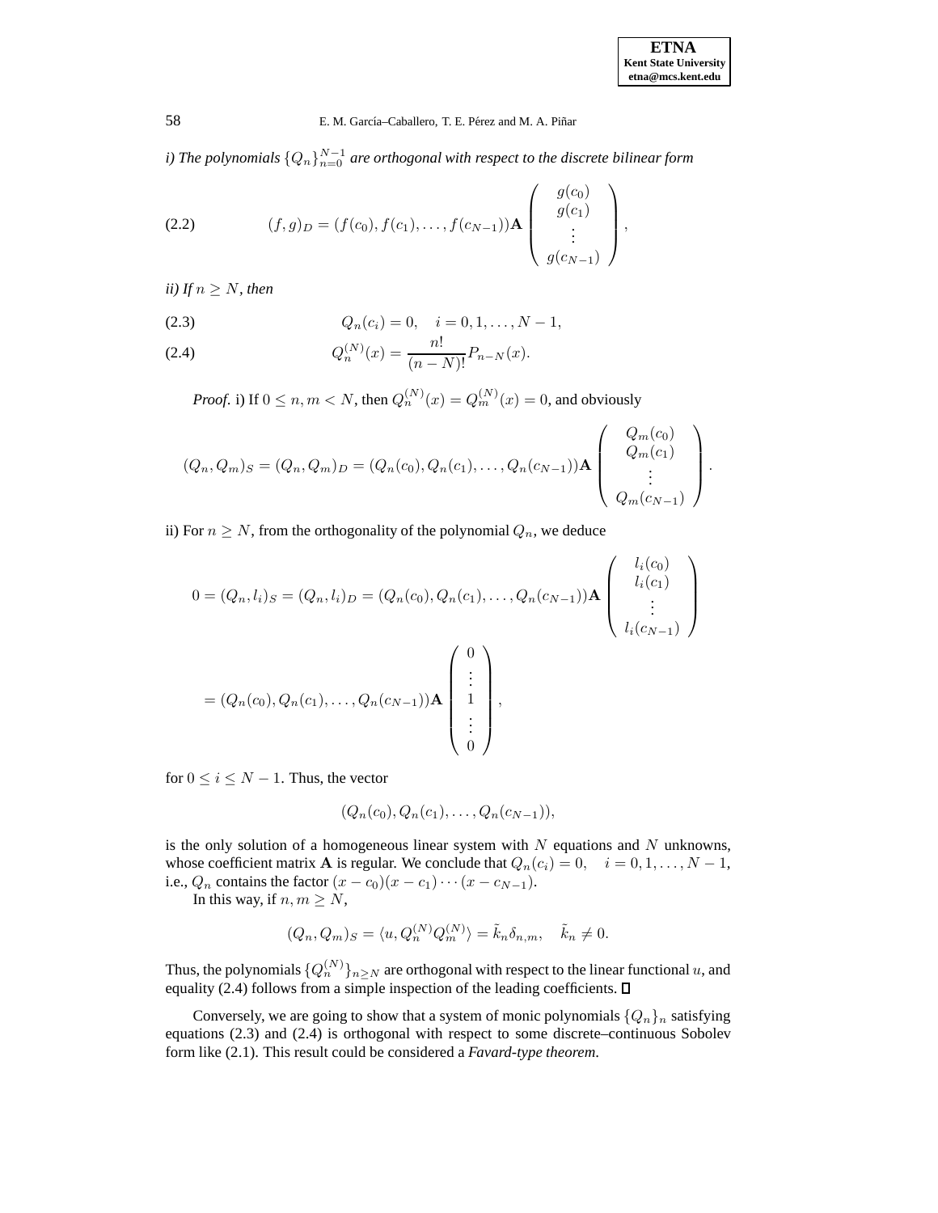*i) The polynomials $\{Q_n\}_{n=0}^{N-1}$ are orthogonal with respect to the discrete bilinear form*

$$
(f,g)_D = (f(c_0), f(c_1), \ldots, f(c_{N-1}))\mathbf{A} \begin{pmatrix} g(c_0) \\ g(c_1) \\ \vdots \\ g(c_{N-1}) \end{pmatrix}, \tag{2.2}
$$

*ii) If $n \geq N$, then*

$$
Q_n(c_i) = 0, \quad i = 0, 1, \ldots, N-1, \tag{2.3}
$$

$$
Q_n^{(N)}(x) = \frac{n!}{(n-N)!} P_{n-N}(x). \tag{2.4}
$$

*Proof.* i) If $0 \leq n, m < N$, then $Q_n^{(N)}(x) = Q_m^{(N)}(x) = 0$, and obviously

$$
(Q_n, Q_m)_S = (Q_n, Q_m)_D = (Q_n(c_0), Q_n(c_1), \ldots, Q_n(c_{N-1}))\mathbf{A} \begin{pmatrix} Q_m(c_0) \\ Q_m(c_1) \\ \vdots \\ Q_m(c_{N-1}) \end{pmatrix}.
$$

ii) For $n \geq N$, from the orthogonality of the polynomial $Q_n$, we deduce

$$
0 = (Q_n, l_i)_S = (Q_n, l_i)_D = (Q_n(c_0), Q_n(c_1), \ldots, Q_n(c_{N-1}))\mathbf{A} \begin{pmatrix} l_i(c_0) \\ l_i(c_1) \\ \vdots \\ l_i(c_{N-1}) \end{pmatrix}
$$

$$
= (Q_n(c_0), Q_n(c_1), \ldots, Q_n(c_{N-1}))\mathbf{A} \begin{pmatrix} 0 \\ \vdots \\ 1 \\ \vdots \\ 0 \end{pmatrix},
$$

for $0 \leq i \leq N-1$. Thus, the vector

$$
(Q_n(c_0), Q_n(c_1), \ldots, Q_n(c_{N-1})),
$$

is the only solution of a homogeneous linear system with $N$ equations and $N$ unknowns, whose coefficient matrix $\mathbf{A}$ is regular. We conclude that $Q_n(c_i) = 0, \quad i = 0, 1, \ldots, N-1$, i.e., $Q_n$ contains the factor $(x - c_0)(x - c_1) \cdots (x - c_{N-1})$.

In this way, if $n, m \geq N$,

$$
(Q_n, Q_m)_S = \langle u, Q_n^{(N)} Q_m^{(N)} \rangle = \tilde{k}_n \delta_{n,m}, \quad \tilde{k}_n \neq 0.
$$

Thus, the polynomials $\{Q_n^{(N)}\}_{n \geq N}$ are orthogonal with respect to the linear functional $u$, and equality (2.4) follows from a simple inspection of the leading coefficients. $\square$

Conversely, we are going to show that a system of monic polynomials $\{Q_n\}_n$ satisfying equations (2.3) and (2.4) is orthogonal with respect to some discrete–continuous Sobolev form like (2.1). This result could be considered a *Favard-type theorem*.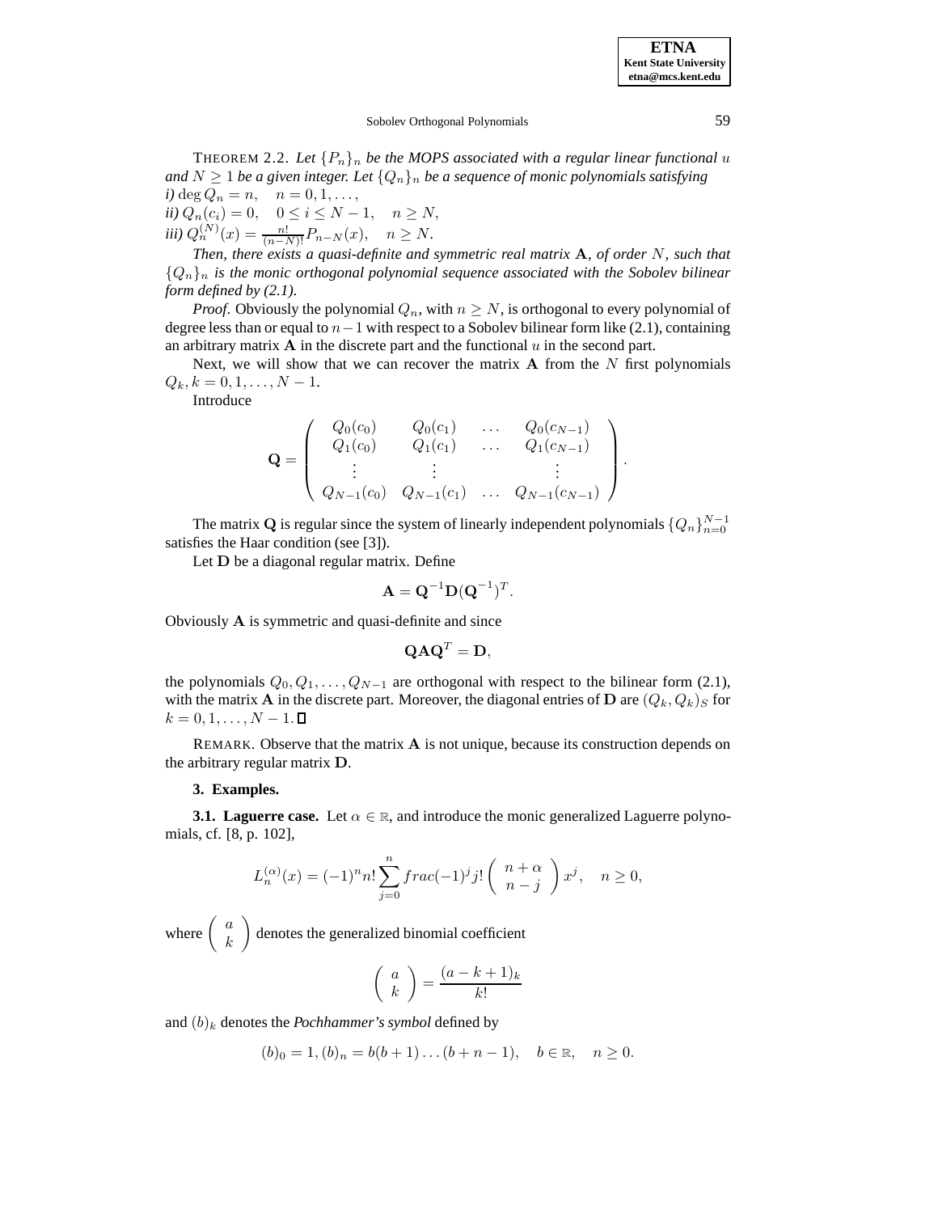THEOREM 2.2. *Let $\{P_n\}_n$ be the MOPS associated with a regular linear functional $u$ and $N \geq 1$ be a given integer. Let $\{Q_n\}_n$ be a sequence of monic polynomials satisfying*
*i)* $\deg Q_n = n, \quad n = 0, 1, \ldots,$
*ii)* $Q_n(c_i) = 0, \quad 0 \leq i \leq N-1, \quad n \geq N,$
*iii)* $Q_n^{(N)}(x) = \frac{n!}{(n-N)!} P_{n-N}(x), \quad n \geq N.$

*Then, there exists a quasi-definite and symmetric real matrix* $\mathbf{A}$*, of order* $N$*, such that* $\{Q_n\}_n$ *is the monic orthogonal polynomial sequence associated with the Sobolev bilinear form defined by (2.1).*

*Proof.* Obviously the polynomial $Q_n$, with $n \geq N$, is orthogonal to every polynomial of degree less than or equal to $n-1$ with respect to a Sobolev bilinear form like (2.1), containing an arbitrary matrix $\mathbf{A}$ in the discrete part and the functional $u$ in the second part.

Next, we will show that we can recover the matrix $\mathbf{A}$ from the $N$ first polynomials $Q_k, k = 0, 1, \ldots, N-1$.

Introduce

$$\mathbf{Q} = \begin{pmatrix} Q_0(c_0) & Q_0(c_1) & \ldots & Q_0(c_{N-1}) \\ Q_1(c_0) & Q_1(c_1) & \ldots & Q_1(c_{N-1}) \\ \vdots & \vdots & & \vdots \\ Q_{N-1}(c_0) & Q_{N-1}(c_1) & \ldots & Q_{N-1}(c_{N-1}) \end{pmatrix}.$$

The matrix $\mathbf{Q}$ is regular since the system of linearly independent polynomials $\{Q_n\}_{n=0}^{N-1}$ satisfies the Haar condition (see [3]).

Let $\mathbf{D}$ be a diagonal regular matrix. Define

$$\mathbf{A} = \mathbf{Q}^{-1}\mathbf{D}(\mathbf{Q}^{-1})^T.$$

Obviously $\mathbf{A}$ is symmetric and quasi-definite and since

$$\mathbf{Q}\mathbf{A}\mathbf{Q}^T = \mathbf{D},$$

the polynomials $Q_0, Q_1, \ldots, Q_{N-1}$ are orthogonal with respect to the bilinear form (2.1), with the matrix $\mathbf{A}$ in the discrete part. Moreover, the diagonal entries of $\mathbf{D}$ are $(Q_k, Q_k)_S$ for $k = 0, 1, \ldots, N-1$. □

REMARK. Observe that the matrix $\mathbf{A}$ is not unique, because its construction depends on the arbitrary regular matrix $\mathbf{D}$.

## 3. Examples.

**3.1. Laguerre case.** Let $\alpha \in \mathbb{R}$, and introduce the monic generalized Laguerre polynomials, cf. [8, p. 102],

$$L_n^{(\alpha)}(x) = (-1)^n n! \sum_{j=0}^{n} frac(-1)^j j! \begin{pmatrix} n+\alpha \\ n-j \end{pmatrix} x^j, \quad n \geq 0,$$

where $\begin{pmatrix} a \\ k \end{pmatrix}$ denotes the generalized binomial coefficient

$$\begin{pmatrix} a \\ k \end{pmatrix} = \frac{(a-k+1)_k}{k!}$$

and $(b)_k$ denotes the *Pochhammer's symbol* defined by

$$(b)_0 = 1, (b)_n = b(b+1)\ldots(b+n-1), \quad b \in \mathbb{R}, \quad n \geq 0.$$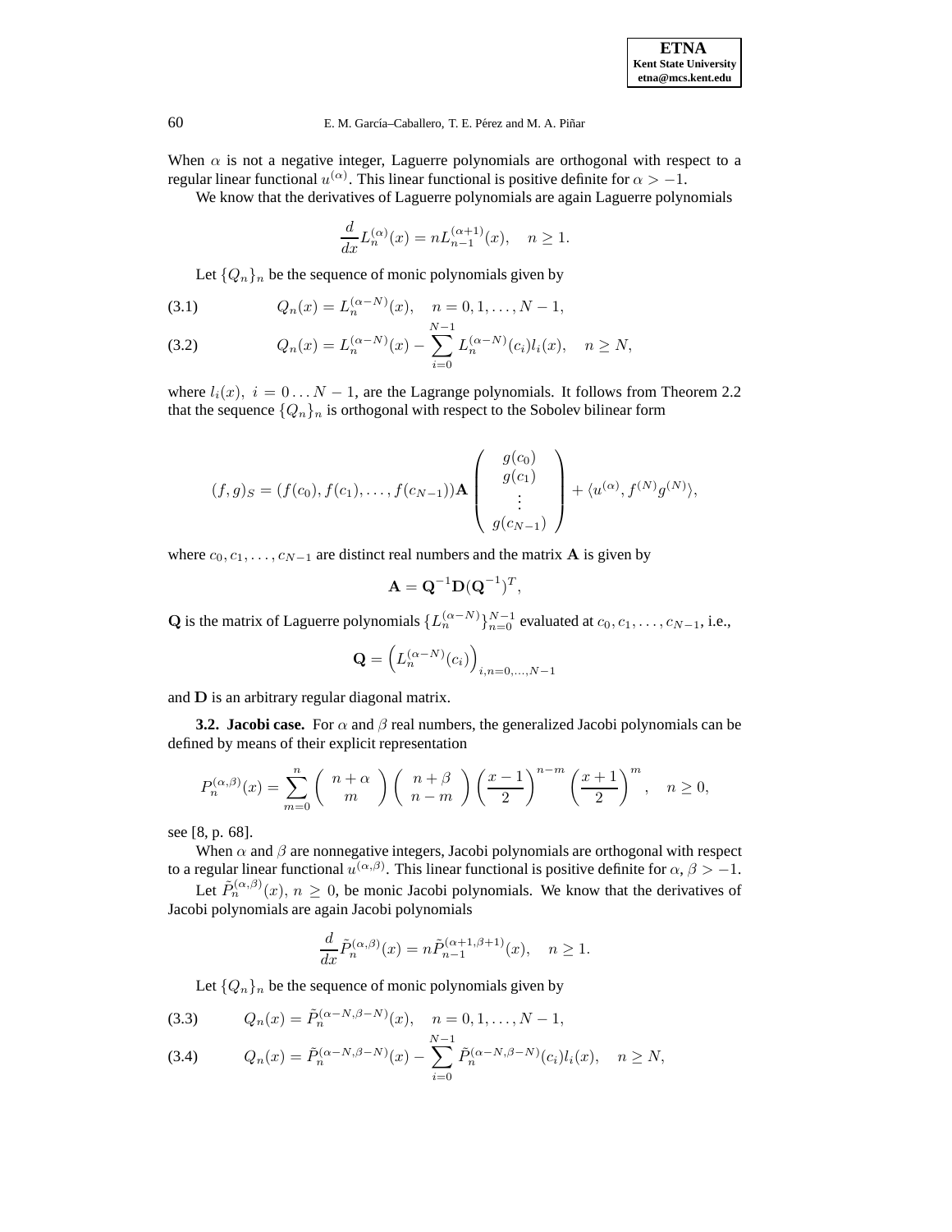When $\alpha$ is not a negative integer, Laguerre polynomials are orthogonal with respect to a regular linear functional $u^{(\alpha)}$. This linear functional is positive definite for $\alpha > -1$.

We know that the derivatives of Laguerre polynomials are again Laguerre polynomials

$$\frac{d}{dx}L_n^{(\alpha)}(x) = nL_{n-1}^{(\alpha+1)}(x), \quad n \geq 1.$$

Let $\{Q_n\}_n$ be the sequence of monic polynomials given by

$$Q_n(x) = L_n^{(\alpha-N)}(x), \quad n = 0, 1, \ldots, N-1, \tag{3.1}$$

$$Q_n(x) = L_n^{(\alpha-N)}(x) - \sum_{i=0}^{N-1} L_n^{(\alpha-N)}(c_i) l_i(x), \quad n \geq N, \tag{3.2}$$

where $l_i(x),\ i = 0 \ldots N-1$, are the Lagrange polynomials. It follows from Theorem 2.2 that the sequence $\{Q_n\}_n$ is orthogonal with respect to the Sobolev bilinear form

$$(f,g)_S = (f(c_0), f(c_1), \ldots, f(c_{N-1}))\mathbf{A} \begin{pmatrix} g(c_0) \\ g(c_1) \\ \vdots \\ g(c_{N-1}) \end{pmatrix} + \langle u^{(\alpha)}, f^{(N)} g^{(N)} \rangle,$$

where $c_0, c_1, \ldots, c_{N-1}$ are distinct real numbers and the matrix $\mathbf{A}$ is given by

$$\mathbf{A} = \mathbf{Q}^{-1}\mathbf{D}(\mathbf{Q}^{-1})^T,$$

$\mathbf{Q}$ is the matrix of Laguerre polynomials $\{L_n^{(\alpha-N)}\}_{n=0}^{N-1}$ evaluated at $c_0, c_1, \ldots, c_{N-1}$, i.e.,

$$\mathbf{Q} = \left(L_n^{(\alpha-N)}(c_i)\right)_{i,n=0,\ldots,N-1}$$

and $\mathbf{D}$ is an arbitrary regular diagonal matrix.

**3.2. Jacobi case.** For $\alpha$ and $\beta$ real numbers, the generalized Jacobi polynomials can be defined by means of their explicit representation

$$P_n^{(\alpha,\beta)}(x) = \sum_{m=0}^{n} \binom{n+\alpha}{m} \binom{n+\beta}{n-m} \left(\frac{x-1}{2}\right)^{n-m} \left(\frac{x+1}{2}\right)^{m}, \quad n \geq 0,$$

see [8, p. 68].

When $\alpha$ and $\beta$ are nonnegative integers, Jacobi polynomials are orthogonal with respect to a regular linear functional $u^{(\alpha,\beta)}$. This linear functional is positive definite for $\alpha, \beta > -1$.

Let $\tilde{P}_n^{(\alpha,\beta)}(x)$, $n \geq 0$, be monic Jacobi polynomials. We know that the derivatives of Jacobi polynomials are again Jacobi polynomials

$$\frac{d}{dx}\tilde{P}_n^{(\alpha,\beta)}(x) = n\tilde{P}_{n-1}^{(\alpha+1,\beta+1)}(x), \quad n \geq 1.$$

Let $\{Q_n\}_n$ be the sequence of monic polynomials given by

$$Q_n(x) = \tilde{P}_n^{(\alpha-N,\beta-N)}(x), \quad n = 0, 1, \ldots, N-1, \tag{3.3}$$

$$Q_n(x) = \tilde{P}_n^{(\alpha-N,\beta-N)}(x) - \sum_{i=0}^{N-1} \tilde{P}_n^{(\alpha-N,\beta-N)}(c_i) l_i(x), \quad n \geq N, \tag{3.4}$$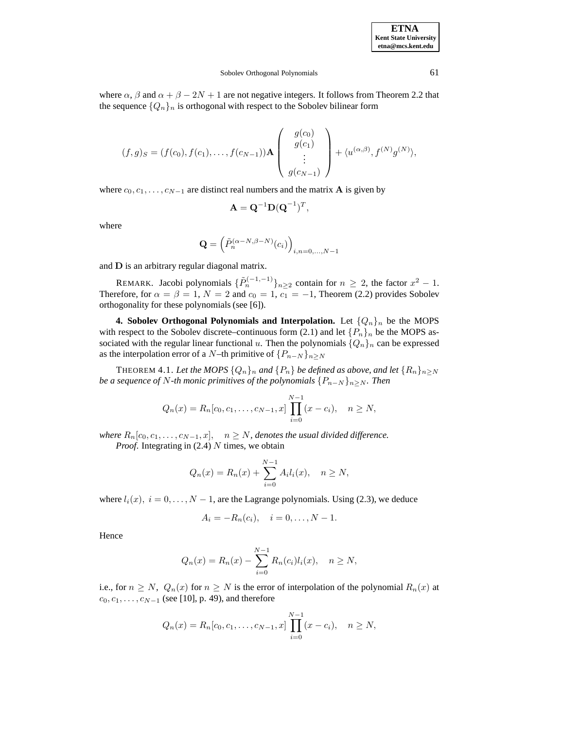where $\alpha$, $\beta$ and $\alpha+\beta-2N+1$ are not negative integers. It follows from Theorem 2.2 that the sequence $\{Q_n\}_n$ is orthogonal with respect to the Sobolev bilinear form

$$(f,g)_S = (f(c_0), f(c_1), \ldots, f(c_{N-1}))\mathbf{A}\begin{pmatrix} g(c_0) \\ g(c_1) \\ \vdots \\ g(c_{N-1}) \end{pmatrix} + \langle u^{(\alpha,\beta)}, f^{(N)} g^{(N)} \rangle,$$

where $c_0, c_1, \ldots, c_{N-1}$ are distinct real numbers and the matrix $\mathbf{A}$ is given by

$$\mathbf{A} = \mathbf{Q}^{-1}\mathbf{D}(\mathbf{Q}^{-1})^T,$$

where

$$\mathbf{Q} = \left(\tilde{P}_n^{(\alpha-N,\beta-N)}(c_i)\right)_{i,n=0,\ldots,N-1}$$

and $\mathbf{D}$ is an arbitrary regular diagonal matrix.

REMARK. Jacobi polynomials $\{\tilde{P}_n^{(-1,-1)}\}_{n\geq 2}$ contain for $n \geq 2$, the factor $x^2-1$. Therefore, for $\alpha=\beta=1$, $N=2$ and $c_0=1$, $c_1=-1$, Theorem (2.2) provides Sobolev orthogonality for these polynomials (see [6]).

**4. Sobolev Orthogonal Polynomials and Interpolation.** Let $\{Q_n\}_n$ be the MOPS with respect to the Sobolev discrete–continuous form (2.1) and let $\{P_n\}_n$ be the MOPS associated with the regular linear functional $u$. Then the polynomials $\{Q_n\}_n$ can be expressed as the interpolation error of a $N$–th primitive of $\{P_{n-N}\}_{n\geq N}$

THEOREM 4.1. *Let the MOPS $\{Q_n\}_n$ and $\{P_n\}$ be defined as above, and let $\{R_n\}_{n\geq N}$ be a sequence of $N$-th monic primitives of the polynomials $\{P_{n-N}\}_{n\geq N}$. Then*

$$Q_n(x) = R_n[c_0, c_1, \ldots, c_{N-1}, x]\prod_{i=0}^{N-1}(x-c_i), \quad n \geq N,$$

*where $R_n[c_0, c_1, \ldots, c_{N-1}, x]$, $\quad n \geq N$, denotes the usual divided difference.*

*Proof.* Integrating in (2.4) $N$ times, we obtain

$$Q_n(x) = R_n(x) + \sum_{i=0}^{N-1} A_i l_i(x), \quad n \geq N,$$

where $l_i(x),\ i=0,\ldots,N-1$, are the Lagrange polynomials. Using (2.3), we deduce

$$A_i = -R_n(c_i), \quad i=0,\ldots,N-1.$$

Hence

$$Q_n(x) = R_n(x) - \sum_{i=0}^{N-1} R_n(c_i) l_i(x), \quad n \geq N,$$

i.e., for $n \geq N$, $Q_n(x)$ for $n \geq N$ is the error of interpolation of the polynomial $R_n(x)$ at $c_0, c_1, \ldots, c_{N-1}$ (see [10], p. 49), and therefore

$$Q_n(x) = R_n[c_0, c_1, \ldots, c_{N-1}, x]\prod_{i=0}^{N-1}(x-c_i), \quad n \geq N,$$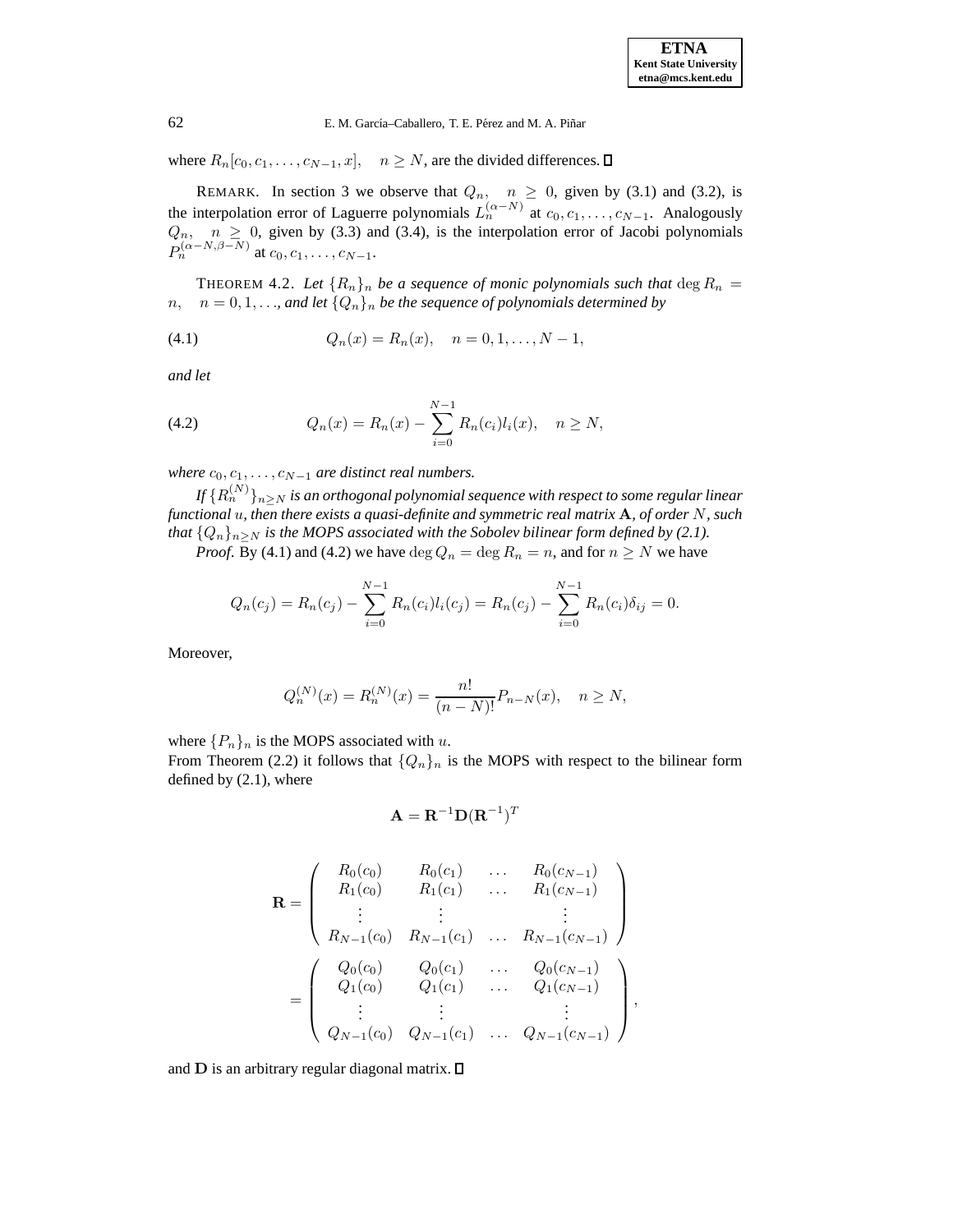where $R_n[c_0, c_1, \ldots, c_{N-1}, x], \quad n \geq N$, are the divided differences. ◻

REMARK. In section 3 we observe that $Q_n, \quad n \geq 0$, given by (3.1) and (3.2), is the interpolation error of Laguerre polynomials $L_n^{(\alpha-N)}$ at $c_0, c_1, \ldots, c_{N-1}$. Analogously $Q_n, \quad n \geq 0$, given by (3.3) and (3.4), is the interpolation error of Jacobi polynomials $P_n^{(\alpha-N,\beta-N)}$ at $c_0, c_1, \ldots, c_{N-1}$.

THEOREM 4.2. *Let $\{R_n\}_n$ be a sequence of monic polynomials such that $\deg R_n = n, \quad n = 0, 1, \ldots$, and let $\{Q_n\}_n$ be the sequence of polynomials determined by*

$$Q_n(x) = R_n(x), \quad n = 0, 1, \ldots, N-1, \tag{4.1}$$

*and let*

$$Q_n(x) = R_n(x) - \sum_{i=0}^{N-1} R_n(c_i) l_i(x), \quad n \geq N, \tag{4.2}$$

*where $c_0, c_1, \ldots, c_{N-1}$ are distinct real numbers.*

*If $\{R_n^{(N)}\}_{n \geq N}$ is an orthogonal polynomial sequence with respect to some regular linear functional $u$, then there exists a quasi-definite and symmetric real matrix $\mathbf{A}$, of order $N$, such that $\{Q_n\}_{n \geq N}$ is the MOPS associated with the Sobolev bilinear form defined by (2.1).*

*Proof.* By (4.1) and (4.2) we have $\deg Q_n = \deg R_n = n$, and for $n \geq N$ we have

$$Q_n(c_j) = R_n(c_j) - \sum_{i=0}^{N-1} R_n(c_i) l_i(c_j) = R_n(c_j) - \sum_{i=0}^{N-1} R_n(c_i) \delta_{ij} = 0.$$

Moreover,

$$Q_n^{(N)}(x) = R_n^{(N)}(x) = \frac{n!}{(n-N)!} P_{n-N}(x), \quad n \geq N,$$

where $\{P_n\}_n$ is the MOPS associated with $u$.
From Theorem (2.2) it follows that $\{Q_n\}_n$ is the MOPS with respect to the bilinear form defined by (2.1), where

$$\mathbf{A} = \mathbf{R}^{-1} \mathbf{D} (\mathbf{R}^{-1})^T$$

$$\mathbf{R} = \begin{pmatrix} R_0(c_0) & R_0(c_1) & \ldots & R_0(c_{N-1}) \\ R_1(c_0) & R_1(c_1) & \ldots & R_1(c_{N-1}) \\ \vdots & \vdots & & \vdots \\ R_{N-1}(c_0) & R_{N-1}(c_1) & \ldots & R_{N-1}(c_{N-1}) \end{pmatrix}$$

$$= \begin{pmatrix} Q_0(c_0) & Q_0(c_1) & \ldots & Q_0(c_{N-1}) \\ Q_1(c_0) & Q_1(c_1) & \ldots & Q_1(c_{N-1}) \\ \vdots & \vdots & & \vdots \\ Q_{N-1}(c_0) & Q_{N-1}(c_1) & \ldots & Q_{N-1}(c_{N-1}) \end{pmatrix},$$

and $\mathbf{D}$ is an arbitrary regular diagonal matrix. ◻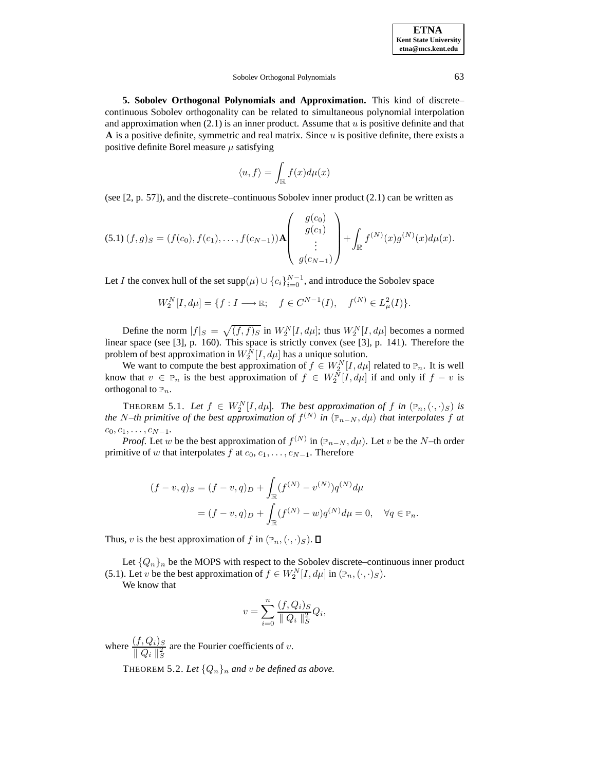**5. Sobolev Orthogonal Polynomials and Approximation.** This kind of discrete–continuous Sobolev orthogonality can be related to simultaneous polynomial interpolation and approximation when (2.1) is an inner product. Assume that $u$ is positive definite and that $\mathbf{A}$ is a positive definite, symmetric and real matrix. Since $u$ is positive definite, there exists a positive definite Borel measure $\mu$ satisfying

$$\langle u, f\rangle = \int_{\mathbb{R}} f(x) d\mu(x)$$

(see [2, p. 57]), and the discrete–continuous Sobolev inner product (2.1) can be written as

$$(5.1)\ (f,g)_S = (f(c_0), f(c_1), \ldots, f(c_{N-1}))\mathbf{A}\begin{pmatrix} g(c_0) \\ g(c_1) \\ \vdots \\ g(c_{N-1}) \end{pmatrix} + \int_{\mathbb{R}} f^{(N)}(x) g^{(N)}(x) d\mu(x).$$

Let $I$ the convex hull of the set $\operatorname{supp}(\mu) \cup \{c_i\}_{i=0}^{N-1}$, and introduce the Sobolev space

$$W_2^N[I, d\mu] = \{f : I \longrightarrow \mathbb{R}; \quad f \in C^{N-1}(I), \quad f^{(N)} \in L_\mu^2(I)\}.$$

Define the norm $|f|_S = \sqrt{(f,f)_S}$ in $W_2^N[I, d\mu]$; thus $W_2^N[I, d\mu]$ becomes a normed linear space (see [3], p. 160). This space is strictly convex (see [3], p. 141). Therefore the problem of best approximation in $W_2^N[I, d\mu]$ has a unique solution.

We want to compute the best approximation of $f \in W_2^N[I, d\mu]$ related to $\mathbb{P}_n$. It is well know that $v \in \mathbb{P}_n$ is the best approximation of $f \in W_2^N[I, d\mu]$ if and only if $f - v$ is orthogonal to $\mathbb{P}_n$.

THEOREM 5.1. *Let $f \in W_2^N[I, d\mu]$. The best approximation of $f$ in $(\mathbb{P}_n, (\cdot,\cdot)_S)$ is the $N$–th primitive of the best approximation of $f^{(N)}$ in $(\mathbb{P}_{n-N}, d\mu)$ that interpolates $f$ at $c_0, c_1, \ldots, c_{N-1}$.*

*Proof.* Let $w$ be the best approximation of $f^{(N)}$ in $(\mathbb{P}_{n-N}, d\mu)$. Let $v$ be the $N$–th order primitive of $w$ that interpolates $f$ at $c_0, c_1, \ldots, c_{N-1}$. Therefore

$$\begin{aligned}(f-v,q)_S &= (f-v,q)_D + \int_{\mathbb{R}} (f^{(N)} - v^{(N)}) q^{(N)} d\mu \\ &= (f-v,q)_D + \int_{\mathbb{R}} (f^{(N)} - w) q^{(N)} d\mu = 0, \quad \forall q \in \mathbb{P}_n.\end{aligned}$$

Thus, $v$ is the best approximation of $f$ in $(\mathbb{P}_n, (\cdot,\cdot)_S)$. ∎

Let $\{Q_n\}_n$ be the MOPS with respect to the Sobolev discrete–continuous inner product (5.1). Let $v$ be the best approximation of $f \in W_2^N[I, d\mu]$ in $(\mathbb{P}_n, (\cdot,\cdot)_S)$.

We know that

$$v = \sum_{i=0}^{n} \frac{(f, Q_i)_S}{\| Q_i \|_S^2} Q_i,$$

where $\dfrac{(f, Q_i)_S}{\| Q_i \|_S^2}$ are the Fourier coefficients of $v$.

THEOREM 5.2. *Let $\{Q_n\}_n$ and $v$ be defined as above.*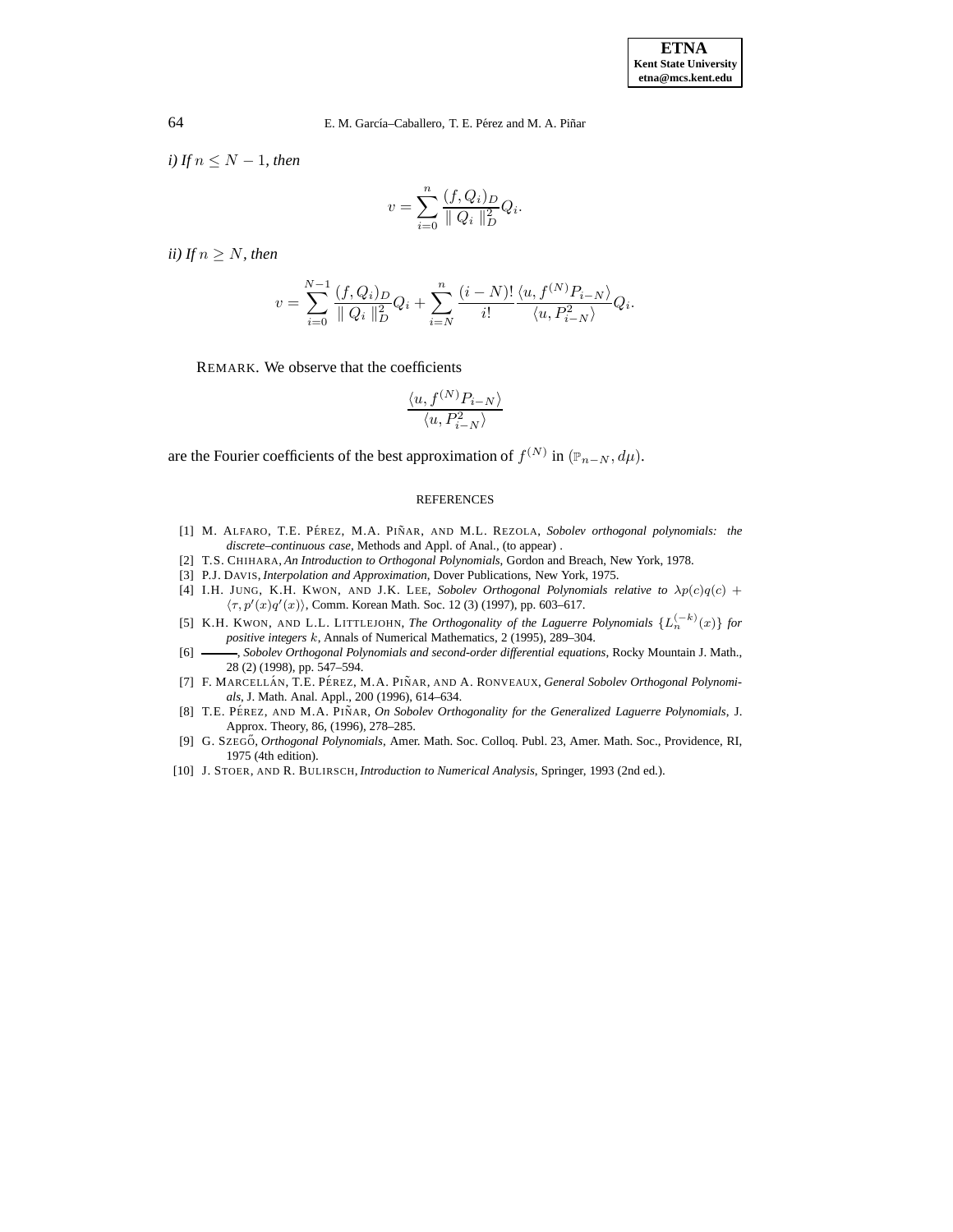*i) If $n \leq N-1$, then*

$$v = \sum_{i=0}^{n} \frac{(f, Q_i)_D}{\| Q_i \|_D^2} Q_i.$$

*ii) If $n \geq N$, then*

$$v = \sum_{i=0}^{N-1} \frac{(f, Q_i)_D}{\| Q_i \|_D^2} Q_i + \sum_{i=N}^{n} \frac{(i-N)!}{i!} \frac{\langle u, f^{(N)} P_{i-N} \rangle}{\langle u, P_{i-N}^2 \rangle} Q_i.$$

REMARK. We observe that the coefficients

$$\frac{\langle u, f^{(N)} P_{i-N} \rangle}{\langle u, P_{i-N}^2 \rangle}$$

are the Fourier coefficients of the best approximation of $f^{(N)}$ in $(\mathbb{P}_{n-N}, d\mu)$.

## REFERENCES

[1] M. ALFARO, T.E. PÉREZ, M.A. PIÑAR, AND M.L. REZOLA, *Sobolev orthogonal polynomials: the discrete–continuous case*, Methods and Appl. of Anal., (to appear) .

[2] T.S. CHIHARA, *An Introduction to Orthogonal Polynomials*, Gordon and Breach, New York, 1978.

[3] P.J. DAVIS, *Interpolation and Approximation*, Dover Publications, New York, 1975.

[4] I.H. JUNG, K.H. KWON, AND J.K. LEE, *Sobolev Orthogonal Polynomials relative to $\lambda p(c)q(c) + \langle \tau, p'(x)q'(x) \rangle$*, Comm. Korean Math. Soc. 12 (3) (1997), pp. 603–617.

[5] K.H. KWON, AND L.L. LITTLEJOHN, *The Orthogonality of the Laguerre Polynomials $\{L_n^{(-k)}(x)\}$ for positive integers $k$*, Annals of Numerical Mathematics, 2 (1995), 289–304.

[6] ———, *Sobolev Orthogonal Polynomials and second-order differential equations*, Rocky Mountain J. Math., 28 (2) (1998), pp. 547–594.

[7] F. MARCELLÁN, T.E. PÉREZ, M.A. PIÑAR, AND A. RONVEAUX, *General Sobolev Orthogonal Polynomials*, J. Math. Anal. Appl., 200 (1996), 614–634.

[8] T.E. PÉREZ, AND M.A. PIÑAR, *On Sobolev Orthogonality for the Generalized Laguerre Polynomials*, J. Approx. Theory, 86, (1996), 278–285.

[9] G. SZEGŐ, *Orthogonal Polynomials*, Amer. Math. Soc. Colloq. Publ. 23, Amer. Math. Soc., Providence, RI, 1975 (4th edition).

[10] J. STOER, AND R. BULIRSCH, *Introduction to Numerical Analysis*, Springer, 1993 (2nd ed.).